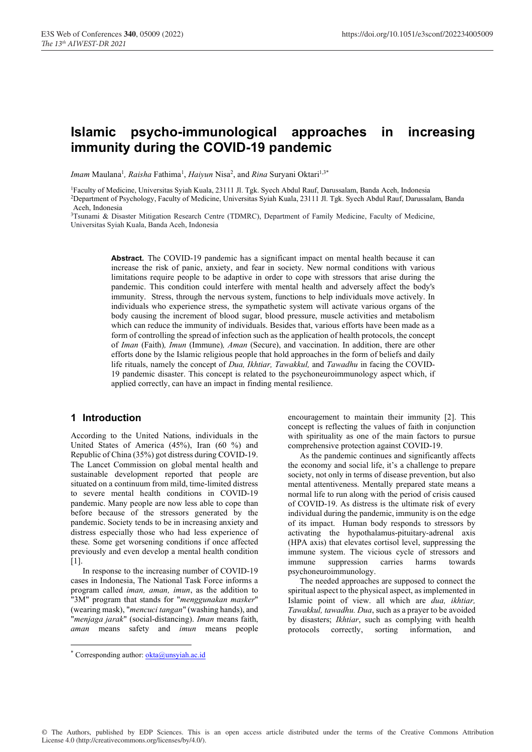# Islamic psycho-immunological approaches in increasing immunity during the COVID-19 pandemic

*Imam* Maulana[1], *Raisha* Fathima[1], *Haiyun* Nisa[2], and *Rina* Suryani Oktari[1,3*]

[1]Faculty of Medicine, Universitas Syiah Kuala, 23111 Jl. Tgk. Syech Abdul Rauf, Darussalam, Banda Aceh, Indonesia
[2]Department of Psychology, Faculty of Medicine, Universitas Syiah Kuala, 23111 Jl. Tgk. Syech Abdul Rauf, Darussalam, Banda Aceh, Indonesia
[3]Tsunami & Disaster Mitigation Research Centre (TDMRC), Department of Family Medicine, Faculty of Medicine, Universitas Syiah Kuala, Banda Aceh, Indonesia

**Abstract.** The COVID-19 pandemic has a significant impact on mental health because it can increase the risk of panic, anxiety, and fear in society. New normal conditions with various limitations require people to be adaptive in order to cope with stressors that arise during the pandemic. This condition could interfere with mental health and adversely affect the body's immunity. Stress, through the nervous system, functions to help individuals move actively. In individuals who experience stress, the sympathetic system will activate various organs of the body causing the increment of blood sugar, blood pressure, muscle activities and metabolism which can reduce the immunity of individuals. Besides that, various efforts have been made as a form of controlling the spread of infection such as the application of health protocols, the concept of *Iman* (Faith), *Imun* (Immune), *Aman* (Secure), and vaccination. In addition, there are other efforts done by the Islamic religious people that hold approaches in the form of beliefs and daily life rituals, namely the concept of *Dua, Ikhtiar, Tawakkul,* and *Tawadhu* in facing the COVID-19 pandemic disaster. This concept is related to the psychoneuroimmunology aspect which, if applied correctly, can have an impact in finding mental resilience.

## 1 Introduction

According to the United Nations, individuals in the United States of America (45%), Iran (60 %) and Republic of China (35%) got distress during COVID-19. The Lancet Commission on global mental health and sustainable development reported that people are situated on a continuum from mild, time-limited distress to severe mental health conditions in COVID-19 pandemic. Many people are now less able to cope than before because of the stressors generated by the pandemic. Society tends to be in increasing anxiety and distress especially those who had less experience of these. Some get worsening conditions if once affected previously and even develop a mental health condition [1].

In response to the increasing number of COVID-19 cases in Indonesia, The National Task Force informs a program called *iman, aman, imun*, as the addition to "3M" program that stands for "*menggunakan masker*" (wearing mask), "*mencuci tangan*" (washing hands), and "*menjaga jarak*" (social-distancing). *Iman* means faith, *aman* means safety and *imun* means people encouragement to maintain their immunity [2]. This concept is reflecting the values of faith in conjunction with spirituality as one of the main factors to pursue comprehensive protection against COVID-19.

As the pandemic continues and significantly affects the economy and social life, it's a challenge to prepare society, not only in terms of disease prevention, but also mental attentiveness. Mentally prepared state means a normal life to run along with the period of crisis caused of COVID-19. As distress is the ultimate risk of every individual during the pandemic, immunity is on the edge of its impact. Human body responds to stressors by activating the hypothalamus-pituitary-adrenal axis (HPA axis) that elevates cortisol level, suppressing the immune system. The vicious cycle of stressors and immune suppression carries harms towards psychoneuroimmunology.

The needed approaches are supposed to connect the spiritual aspect to the physical aspect, as implemented in Islamic point of view. all which are *dua, ikhtiar, Tawakkul, tawadhu. Dua*, such as a prayer to be avoided by disasters; *Ikhtiar*, such as complying with health protocols correctly, sorting information, and

* Corresponding author: okta@unsyiah.ac.id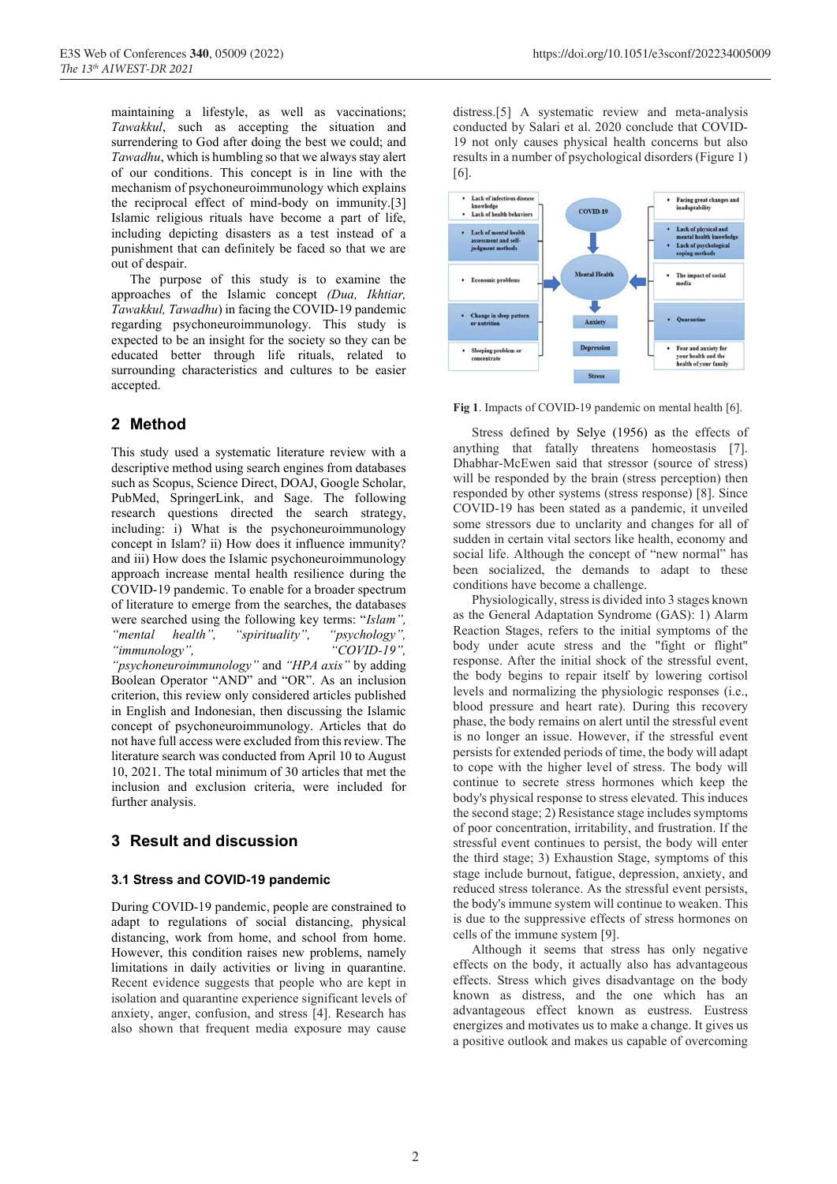maintaining a lifestyle, as well as vaccinations; *Tawakkul*, such as accepting the situation and surrendering to God after doing the best we could; and *Tawadhu*, which is humbling so that we always stay alert of our conditions. This concept is in line with the mechanism of psychoneuroimmunology which explains the reciprocal effect of mind-body on immunity.[3] Islamic religious rituals have become a part of life, including depicting disasters as a test instead of a punishment that can definitely be faced so that we are out of despair.

The purpose of this study is to examine the approaches of the Islamic concept *(Dua, Ikhtiar, Tawakkul, Tawadhu)* in facing the COVID-19 pandemic regarding psychoneuroimmunology. This study is expected to be an insight for the society so they can be educated better through life rituals, related to surrounding characteristics and cultures to be easier accepted.

## 2 Method

This study used a systematic literature review with a descriptive method using search engines from databases such as Scopus, Science Direct, DOAJ, Google Scholar, PubMed, SpringerLink, and Sage. The following research questions directed the search strategy, including: i) What is the psychoneuroimmunology concept in Islam? ii) How does it influence immunity? and iii) How does the Islamic psychoneuroimmunology approach increase mental health resilience during the COVID-19 pandemic. To enable for a broader spectrum of literature to emerge from the searches, the databases were searched using the following key terms: *"Islam", "mental health", "spirituality", "psychology", "immunology", "COVID-19", "psychoneuroimmunology"* and *"HPA axis"* by adding Boolean Operator "AND" and "OR". As an inclusion criterion, this review only considered articles published in English and Indonesian, then discussing the Islamic concept of psychoneuroimmunology. Articles that do not have full access were excluded from this review. The literature search was conducted from April 10 to August 10, 2021. The total minimum of 30 articles that met the inclusion and exclusion criteria, were included for further analysis.

## 3 Result and discussion

### 3.1 Stress and COVID-19 pandemic

During COVID-19 pandemic, people are constrained to adapt to regulations of social distancing, physical distancing, work from home, and school from home. However, this condition raises new problems, namely limitations in daily activities or living in quarantine. Recent evidence suggests that people who are kept in isolation and quarantine experience significant levels of anxiety, anger, confusion, and stress [4]. Research has also shown that frequent media exposure may cause distress.[5] A systematic review and meta-analysis conducted by Salari et al. 2020 conclude that COVID-19 not only causes physical health concerns but also results in a number of psychological disorders (Figure 1) [6].

**Fig 1**. Impacts of COVID-19 pandemic on mental health [6].

Stress defined by Selye (1956) as the effects of anything that fatally threatens homeostasis [7]. Dhabhar-McEwen said that stressor (source of stress) will be responded by the brain (stress perception) then responded by other systems (stress response) [8]. Since COVID-19 has been stated as a pandemic, it unveiled some stressors due to unclarity and changes for all of sudden in certain vital sectors like health, economy and social life. Although the concept of "new normal" has been socialized, the demands to adapt to these conditions have become a challenge.

Physiologically, stress is divided into 3 stages known as the General Adaptation Syndrome (GAS): 1) Alarm Reaction Stages, refers to the initial symptoms of the body under acute stress and the "fight or flight" response. After the initial shock of the stressful event, the body begins to repair itself by lowering cortisol levels and normalizing the physiologic responses (i.e., blood pressure and heart rate). During this recovery phase, the body remains on alert until the stressful event is no longer an issue. However, if the stressful event persists for extended periods of time, the body will adapt to cope with the higher level of stress. The body will continue to secrete stress hormones which keep the body's physical response to stress elevated. This induces the second stage; 2) Resistance stage includes symptoms of poor concentration, irritability, and frustration. If the stressful event continues to persist, the body will enter the third stage; 3) Exhaustion Stage, symptoms of this stage include burnout, fatigue, depression, anxiety, and reduced stress tolerance. As the stressful event persists, the body's immune system will continue to weaken. This is due to the suppressive effects of stress hormones on cells of the immune system [9].

Although it seems that stress has only negative effects on the body, it actually also has advantageous effects. Stress which gives disadvantage on the body known as distress, and the one which has an advantageous effect known as eustress. Eustress energizes and motivates us to make a change. It gives us a positive outlook and makes us capable of overcoming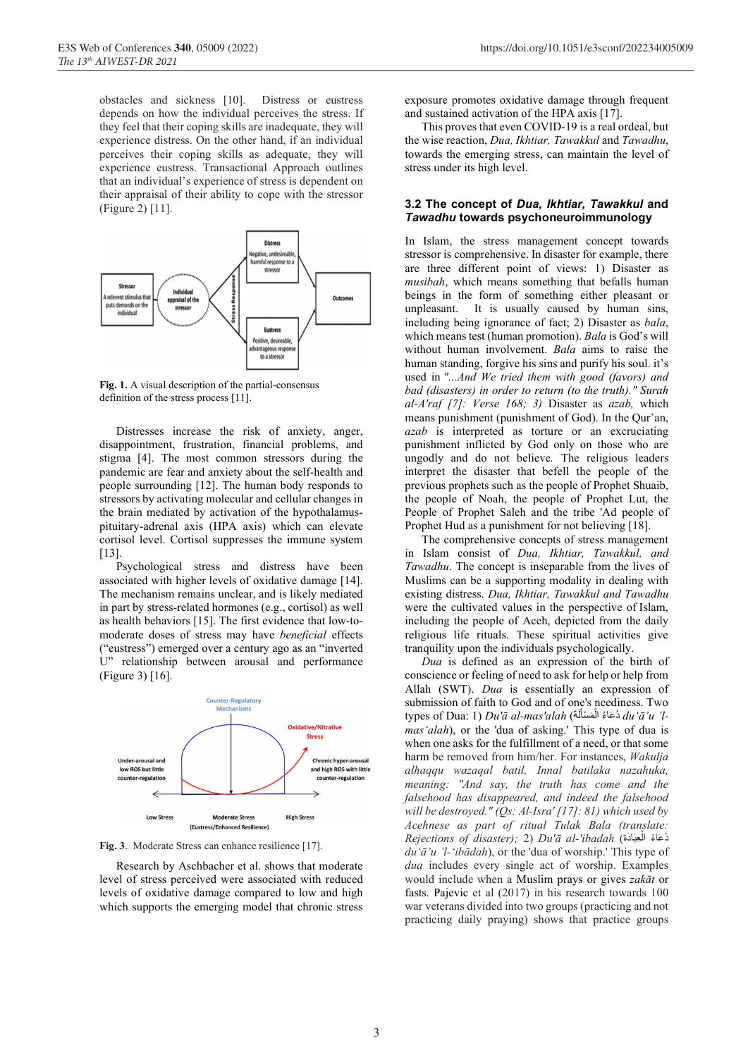obstacles and sickness [10]. Distress or eustress depends on how the individual perceives the stress. If they feel that their coping skills are inadequate, they will experience distress. On the other hand, if an individual perceives their coping skills as adequate, they will experience eustress. Transactional Approach outlines that an individual's experience of stress is dependent on their appraisal of their ability to cope with the stressor (Figure 2) [11].

**Fig. 1.** A visual description of the partial-consensus definition of the stress process [11].

Distresses increase the risk of anxiety, anger, disappointment, frustration, financial problems, and stigma [4]. The most common stressors during the pandemic are fear and anxiety about the self-health and people surrounding [12]. The human body responds to stressors by activating molecular and cellular changes in the brain mediated by activation of the hypothalamus-pituitary-adrenal axis (HPA axis) which can elevate cortisol level. Cortisol suppresses the immune system [13].

Psychological stress and distress have been associated with higher levels of oxidative damage [14]. The mechanism remains unclear, and is likely mediated in part by stress-related hormones (e.g., cortisol) as well as health behaviors [15]. The first evidence that low-to-moderate doses of stress may have *beneficial* effects ("eustress") emerged over a century ago as an "inverted U" relationship between arousal and performance (Figure 3) [16].

**Fig. 3**. Moderate Stress can enhance resilience [17].

Research by Aschbacher et al. shows that moderate level of stress perceived were associated with reduced levels of oxidative damage compared to low and high which supports the emerging model that chronic stress exposure promotes oxidative damage through frequent and sustained activation of the HPA axis [17].

This proves that even COVID-19 is a real ordeal, but the wise reaction, *Dua, Ikhtiar, Tawakkul* and *Tawadhu*, towards the emerging stress, can maintain the level of stress under its high level.

### 3.2 The concept of *Dua, Ikhtiar, Tawakkul* and *Tawadhu* towards psychoneuroimmunology

In Islam, the stress management concept towards stressor is comprehensive. In disaster for example, there are three different point of views: 1) Disaster as *musibah*, which means something that befalls human beings in the form of something either pleasant or unpleasant. It is usually caused by human sins, including being ignorance of fact; 2) Disaster as *bala*, which means test (human promotion). *Bala* is God's will without human involvement. *Bala* aims to raise the human standing, forgive his sins and purify his soul. it's used in *"...And We tried them with good (favors) and bad (disasters) in order to return (to the truth)." Surah al-A'raf [7]: Verse 168; 3)* Disaster as *azab,* which means punishment (punishment of God). In the Qur'an, *azab* is interpreted as torture or an excruciating punishment inflicted by God only on those who are ungodly and do not believe. The religious leaders interpret the disaster that befell the people of the previous prophets such as the people of Prophet Shuaib, the people of Noah, the people of Prophet Lut, the People of Prophet Saleh and the tribe 'Ad people of Prophet Hud as a punishment for not believing [18].

The comprehensive concepts of stress management in Islam consist of *Dua, Ikhtiar, Tawakkul, and Tawadhu*. The concept is inseparable from the lives of Muslims can be a supporting modality in dealing with existing distress. *Dua, Ikhtiar, Tawakkul and Tawadhu* were the cultivated values in the perspective of Islam, including the people of Aceh, depicted from the daily religious life rituals. These spiritual activities give tranquility upon the individuals psychologically.

*Dua* is defined as an expression of the birth of conscience or feeling of need to ask for help or help from Allah (SWT). *Dua* is essentially an expression of submission of faith to God and of one's neediness. Two types of Dua: 1) *Du'ā al-mas'alah* (دُعَاءُ الْمَسْأَلَة *du'ā'u 'l-mas'alah*), or the 'dua of asking.' This type of dua is when one asks for the fulfillment of a need, or that some harm be removed from him/her. For instances, *Wakulja alhaqqu wazaqal batil, Innal batilaka nazahuka, meaning: "And say, the truth has come and the falsehood has disappeared, and indeed the falsehood will be destroyed." (Qs: Al-Isra' [17]: 81)* which used by *Acehnese as part of ritual Tulak Bala (translate: Rejections of disaster); 2) Du'ā al-'ibadah* (دُعَاءُ الْعِبَادَة *du'ā'u 'l-'ibādah*), or the 'dua of worship.' This type of *dua* includes every single act of worship. Examples would include when a Muslim prays or gives *zakāt* or fasts. Pajevic et al (2017) in his research towards 100 war veterans divided into two groups (practicing and not practicing daily praying) shows that practice groups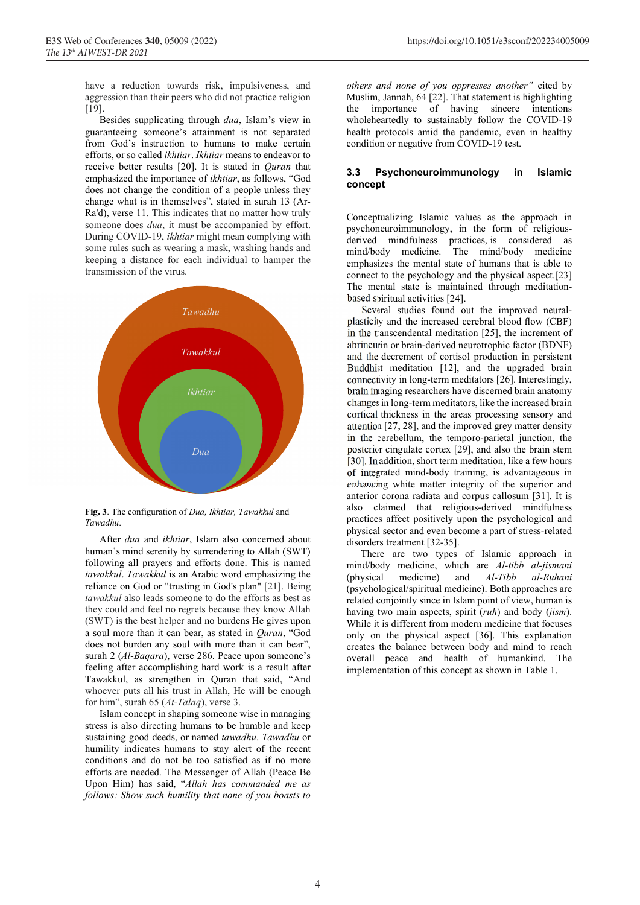have a reduction towards risk, impulsiveness, and aggression than their peers who did not practice religion [19].

Besides supplicating through *dua*, Islam's view in guaranteeing someone's attainment is not separated from God's instruction to humans to make certain efforts, or so called *ikhtiar*. *Ikhtiar* means to endeavor to receive better results [20]. It is stated in *Quran* that emphasized the importance of *ikhtiar*, as follows, "God does not change the condition of a people unless they change what is in themselves", stated in surah 13 (Ar-Ra'd), verse 11. This indicates that no matter how truly someone does *dua*, it must be accompanied by effort. During COVID-19, *ikhtiar* might mean complying with some rules such as wearing a mask, washing hands and keeping a distance for each individual to hamper the transmission of the virus.

**Fig. 3**. The configuration of *Dua, Ikhtiar, Tawakkul* and *Tawadhu*.

After *dua* and *ikhtiar*, Islam also concerned about human's mind serenity by surrendering to Allah (SWT) following all prayers and efforts done. This is named *tawakkul*. *Tawakkul* is an Arabic word emphasizing the reliance on God or "trusting in God's plan" [21]. Being *tawakkul* also leads someone to do the efforts as best as they could and feel no regrets because they know Allah (SWT) is the best helper and no burdens He gives upon a soul more than it can bear, as stated in *Quran*, "God does not burden any soul with more than it can bear", surah 2 (*Al-Baqara*), verse 286. Peace upon someone's feeling after accomplishing hard work is a result after Tawakkul, as strengthen in Quran that said, "And whoever puts all his trust in Allah, He will be enough for him", surah 65 (*At-Talaq*), verse 3.

Islam concept in shaping someone wise in managing stress is also directing humans to be humble and keep sustaining good deeds, or named *tawadhu*. *Tawadhu* or humility indicates humans to stay alert of the recent conditions and do not be too satisfied as if no more efforts are needed. The Messenger of Allah (Peace Be Upon Him) has said, "*Allah has commanded me as follows: Show such humility that none of you boasts to others and none of you oppresses another"* cited by Muslim, Jannah, 64 [22]. That statement is highlighting the importance of having sincere intentions wholeheartedly to sustainably follow the COVID-19 health protocols amid the pandemic, even in healthy condition or negative from COVID-19 test.

### 3.3 Psychoneuroimmunology in Islamic concept

Conceptualizing Islamic values as the approach in psychoneuroimmunology, in the form of religious-derived mindfulness practices, is considered as mind/body medicine. The mind/body medicine emphasizes the mental state of humans that is able to connect to the psychology and the physical aspect.[23] The mental state is maintained through meditation-based spiritual activities [24].

Several studies found out the improved neural-plasticity and the increased cerebral blood flow (CBF) in the transcendental meditation [25], the increment of abrineurin or brain-derived neurotrophic factor (BDNF) and the decrement of cortisol production in persistent Buddhist meditation [12], and the upgraded brain connectivity in long-term meditators [26]. Interestingly, brain imaging researchers have discerned brain anatomy changes in long-term meditators, like the increased brain cortical thickness in the areas processing sensory and attention [27, 28], and the improved grey matter density in the cerebellum, the temporo-parietal junction, the posterior cingulate cortex [29], and also the brain stem [30]. In addition, short term meditation, like a few hours of integrated mind-body training, is advantageous in enhancing white matter integrity of the superior and anterior corona radiata and corpus callosum [31]. It is also claimed that religious-derived mindfulness practices affect positively upon the psychological and physical sector and even become a part of stress-related disorders treatment [32-35].

There are two types of Islamic approach in mind/body medicine, which are *Al-tibb al-jismani* (physical medicine) and *Al-Tibb al-Ruhani* (psychological/spiritual medicine). Both approaches are related conjointly since in Islam point of view, human is having two main aspects, spirit (*ruh*) and body (*jism*). While it is different from modern medicine that focuses only on the physical aspect [36]. This explanation creates the balance between body and mind to reach overall peace and health of humankind. The implementation of this concept as shown in Table 1.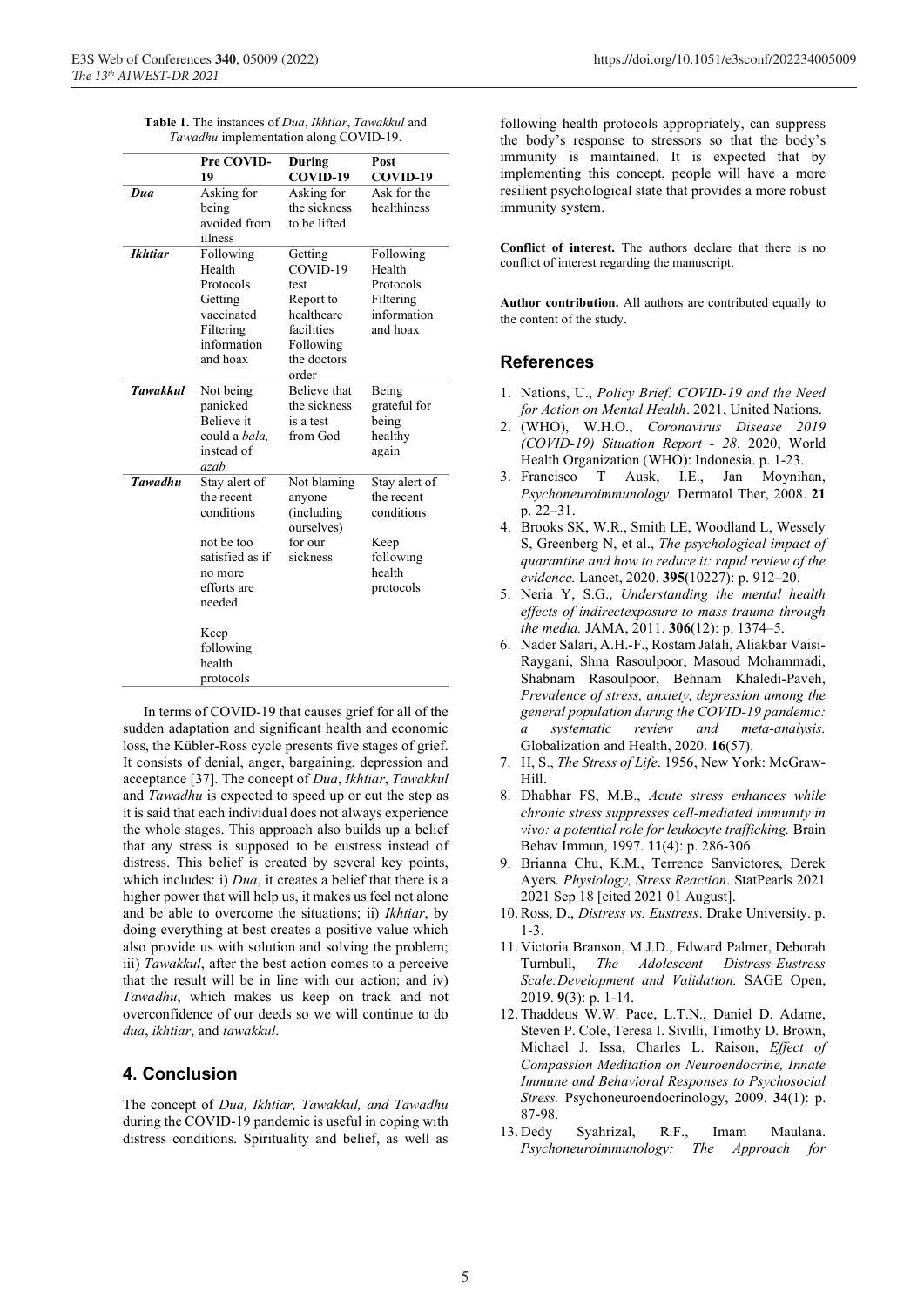**Table 1.** The instances of *Dua*, *Ikhtiar*, *Tawakkul* and *Tawadhu* implementation along COVID-19.

| | Pre COVID-19 | During COVID-19 | Post COVID-19 |
|---|---|---|---|
| ***Dua*** | Asking for being avoided from illness | Asking for the sickness to be lifted | Ask for the healthiness |
| ***Ikhtiar*** | Following Health Protocols<br>Getting vaccinated<br>Filtering information and hoax | Getting COVID-19 test<br>Report to healthcare facilities<br>Following the doctors order | Following Health Protocols<br>Filtering information and hoax |
| ***Tawakkul*** | Not being panicked<br>Believe it could a *bala*, instead of *azab* | Believe that the sickness is a test from God | Being grateful for being healthy again |
| ***Tawadhu*** | Stay alert of the recent conditions<br>not be too satisfied as if no more efforts are needed<br>Keep following health protocols | Not blaming anyone (including ourselves) for our sickness | Stay alert of the recent conditions<br>Keep following health protocols |

In terms of COVID-19 that causes grief for all of the sudden adaptation and significant health and economic loss, the Kübler-Ross cycle presents five stages of grief. It consists of denial, anger, bargaining, depression and acceptance [37]. The concept of *Dua*, *Ikhtiar*, *Tawakkul* and *Tawadhu* is expected to speed up or cut the step as it is said that each individual does not always experience the whole stages. This approach also builds up a belief that any stress is supposed to be eustress instead of distress. This belief is created by several key points, which includes: i) *Dua*, it creates a belief that there is a higher power that will help us, it makes us feel not alone and be able to overcome the situations; ii) *Ikhtiar*, by doing everything at best creates a positive value which also provide us with solution and solving the problem; iii) *Tawakkul*, after the best action comes to a perceive that the result will be in line with our action; and iv) *Tawadhu*, which makes us keep on track and not overconfidence of our deeds so we will continue to do *dua*, *ikhtiar*, and *tawakkul*.

## 4. Conclusion

The concept of *Dua, Ikhtiar, Tawakkul, and Tawadhu* during the COVID-19 pandemic is useful in coping with distress conditions. Spirituality and belief, as well as following health protocols appropriately, can suppress the body's response to stressors so that the body's immunity is maintained. It is expected that by implementing this concept, people will have a more resilient psychological state that provides a more robust immunity system.

**Conflict of interest.** The authors declare that there is no conflict of interest regarding the manuscript.

**Author contribution.** All authors are contributed equally to the content of the study.

## References

1. Nations, U., *Policy Brief: COVID-19 and the Need for Action on Mental Health*. 2021, United Nations.
2. (WHO), W.H.O., *Coronavirus Disease 2019 (COVID-19) Situation Report - 28*. 2020, World Health Organization (WHO): Indonesia. p. 1-23.
3. Francisco T Ausk, I.E., Jan Moynihan, *Psychoneuroimmunology.* Dermatol Ther, 2008. **21** p. 22–31.
4. Brooks SK, W.R., Smith LE, Woodland L, Wessely S, Greenberg N, et al., *The psychological impact of quarantine and how to reduce it: rapid review of the evidence.* Lancet, 2020. **395**(10227): p. 912–20.
5. Neria Y, S.G., *Understanding the mental health effects of indirectexposure to mass trauma through the media.* JAMA, 2011. **306**(12): p. 1374–5.
6. Nader Salari, A.H.-F., Rostam Jalali, Aliakbar Vaisi-Raygani, Shna Rasoulpoor, Masoud Mohammadi, Shabnam Rasoulpoor, Behnam Khaledi-Paveh, *Prevalence of stress, anxiety, depression among the general population during the COVID-19 pandemic: a systematic review and meta-analysis.* Globalization and Health, 2020. **16**(57).
7. H, S., *The Stress of Life*. 1956, New York: McGraw-Hill.
8. Dhabhar FS, M.B., *Acute stress enhances while chronic stress suppresses cell-mediated immunity in vivo: a potential role for leukocyte trafficking.* Brain Behav Immun, 1997. **11**(4): p. 286-306.
9. Brianna Chu, K.M., Terrence Sanvictores, Derek Ayers. *Physiology, Stress Reaction*. StatPearls 2021 2021 Sep 18 [cited 2021 01 August].
10. Ross, D., *Distress vs. Eustress*. Drake University. p. 1-3.
11. Victoria Branson, M.J.D., Edward Palmer, Deborah Turnbull, *The Adolescent Distress-Eustress Scale:Development and Validation.* SAGE Open, 2019. **9**(3): p. 1-14.
12. Thaddeus W.W. Pace, L.T.N., Daniel D. Adame, Steven P. Cole, Teresa I. Sivilli, Timothy D. Brown, Michael J. Issa, Charles L. Raison, *Effect of Compassion Meditation on Neuroendocrine, Innate Immune and Behavioral Responses to Psychosocial Stress.* Psychoneuroendocrinology, 2009. **34**(1): p. 87-98.
13. Dedy Syahrizal, R.F., Imam Maulana. *Psychoneuroimmunology: The Approach for*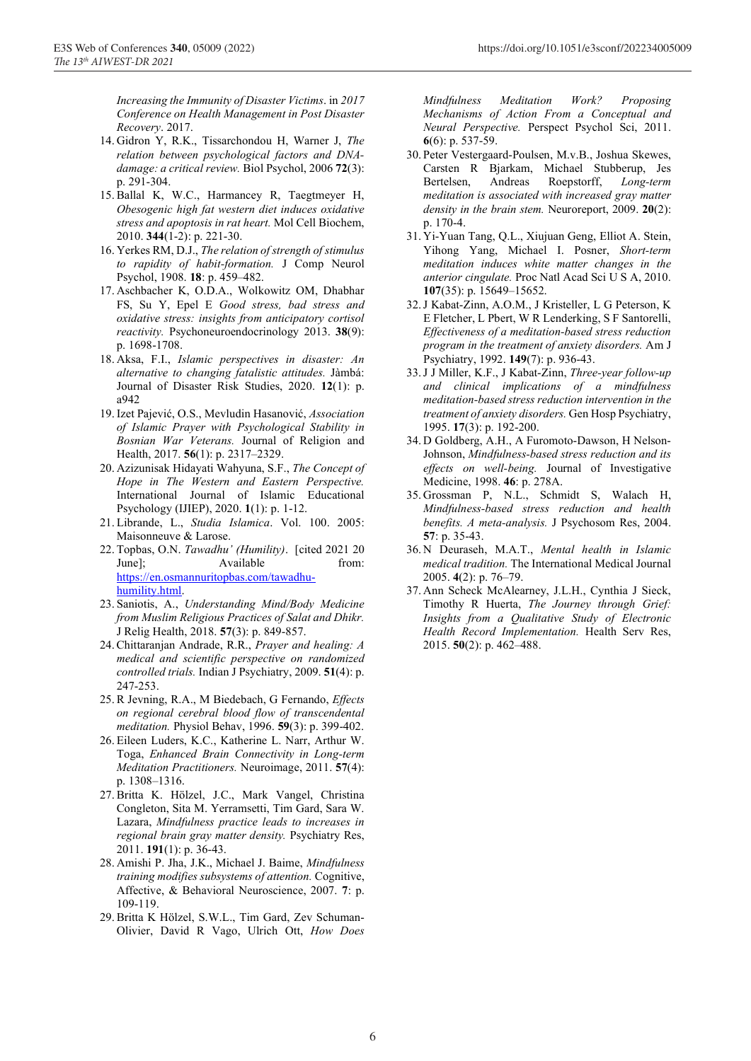*Increasing the Immunity of Disaster Victims*. in *2017 Conference on Health Management in Post Disaster Recovery*. 2017.

14. Gidron Y, R.K., Tissarchondou H, Warner J, *The relation between psychological factors and DNA-damage: a critical review.* Biol Psychol, 2006 **72**(3): p. 291-304.
15. Ballal K, W.C., Harmancey R, Taegtmeyer H, *Obesogenic high fat western diet induces oxidative stress and apoptosis in rat heart.* Mol Cell Biochem, 2010. **344**(1-2): p. 221-30.
16. Yerkes RM, D.J., *The relation of strength of stimulus to rapidity of habit-formation.* J Comp Neurol Psychol, 1908. **18**: p. 459–482.
17. Aschbacher K, O.D.A., Wolkowitz OM, Dhabhar FS, Su Y, Epel E *Good stress, bad stress and oxidative stress: insights from anticipatory cortisol reactivity.* Psychoneuroendocrinology 2013. **38**(9): p. 1698-1708.
18. Aksa, F.I., *Islamic perspectives in disaster: An alternative to changing fatalistic attitudes.* Jàmbá: Journal of Disaster Risk Studies, 2020. **12**(1): p. a942
19. Izet Pajević, O.S., Mevludin Hasanović, *Association of Islamic Prayer with Psychological Stability in Bosnian War Veterans.* Journal of Religion and Health, 2017. **56**(1): p. 2317–2329.
20. Azizunisak Hidayati Wahyuna, S.F., *The Concept of Hope in The Western and Eastern Perspective.* International Journal of Islamic Educational Psychology (IJIEP), 2020. **1**(1): p. 1-12.
21. Librande, L., *Studia Islamica*. Vol. 100. 2005: Maisonneuve & Larose.
22. Topbas, O.N. *Tawadhu' (Humility)*. [cited 2021 20 June]; Available from: https://en.osmannuritopbas.com/tawadhu-humility.html.
23. Saniotis, A., *Understanding Mind/Body Medicine from Muslim Religious Practices of Salat and Dhikr.* J Relig Health, 2018. **57**(3): p. 849-857.
24. Chittaranjan Andrade, R.R., *Prayer and healing: A medical and scientific perspective on randomized controlled trials.* Indian J Psychiatry, 2009. **51**(4): p. 247-253.
25. R Jevning, R.A., M Biedebach, G Fernando, *Effects on regional cerebral blood flow of transcendental meditation.* Physiol Behav, 1996. **59**(3): p. 399-402.
26. Eileen Luders, K.C., Katherine L. Narr, Arthur W. Toga, *Enhanced Brain Connectivity in Long-term Meditation Practitioners.* Neuroimage, 2011. **57**(4): p. 1308–1316.
27. Britta K. Hölzel, J.C., Mark Vangel, Christina Congleton, Sita M. Yerramsetti, Tim Gard, Sara W. Lazara, *Mindfulness practice leads to increases in regional brain gray matter density.* Psychiatry Res, 2011. **191**(1): p. 36-43.
28. Amishi P. Jha, J.K., Michael J. Baime, *Mindfulness training modifies subsystems of attention.* Cognitive, Affective, & Behavioral Neuroscience, 2007. **7**: p. 109-119.
29. Britta K Hölzel, S.W.L., Tim Gard, Zev Schuman-Olivier, David R Vago, Ulrich Ott, *How Does Mindfulness Meditation Work? Proposing Mechanisms of Action From a Conceptual and Neural Perspective.* Perspect Psychol Sci, 2011. **6**(6): p. 537-59.
30. Peter Vestergaard-Poulsen, M.v.B., Joshua Skewes, Carsten R Bjarkam, Michael Stubberup, Jes Bertelsen, Andreas Roepstorff, *Long-term meditation is associated with increased gray matter density in the brain stem.* Neuroreport, 2009. **20**(2): p. 170-4.
31. Yi-Yuan Tang, Q.L., Xiujuan Geng, Elliot A. Stein, Yihong Yang, Michael I. Posner, *Short-term meditation induces white matter changes in the anterior cingulate.* Proc Natl Acad Sci U S A, 2010. **107**(35): p. 15649–15652.
32. J Kabat-Zinn, A.O.M., J Kristeller, L G Peterson, K E Fletcher, L Pbert, W R Lenderking, S F Santorelli, *Effectiveness of a meditation-based stress reduction program in the treatment of anxiety disorders.* Am J Psychiatry, 1992. **149**(7): p. 936-43.
33. J J Miller, K.F., J Kabat-Zinn, *Three-year follow-up and clinical implications of a mindfulness meditation-based stress reduction intervention in the treatment of anxiety disorders.* Gen Hosp Psychiatry, 1995. **17**(3): p. 192-200.
34. D Goldberg, A.H., A Furomoto-Dawson, H Nelson-Johnson, *Mindfulness-based stress reduction and its effects on well-being.* Journal of Investigative Medicine, 1998. **46**: p. 278A.
35. Grossman P, N.L., Schmidt S, Walach H, *Mindfulness-based stress reduction and health benefits. A meta-analysis.* J Psychosom Res, 2004. **57**: p. 35-43.
36. N Deuraseh, M.A.T., *Mental health in Islamic medical tradition.* The International Medical Journal 2005. **4**(2): p. 76–79.
37. Ann Scheck McAlearney, J.L.H., Cynthia J Sieck, Timothy R Huerta, *The Journey through Grief: Insights from a Qualitative Study of Electronic Health Record Implementation.* Health Serv Res, 2015. **50**(2): p. 462–488.